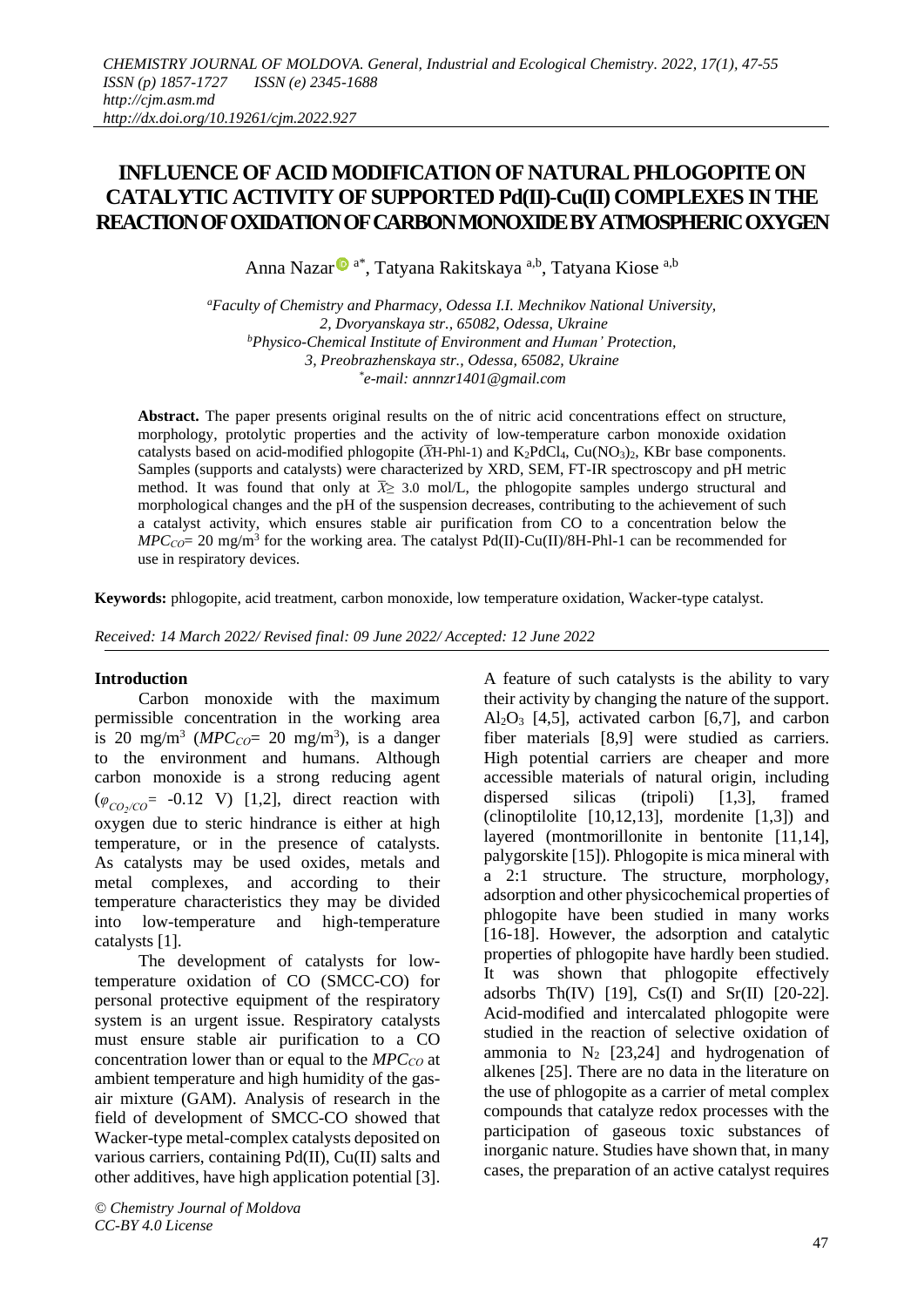# INFLUENCE OF ACID MODIFICATION OF NATURAL PHLOGOPITE ON CATALYTIC ACTIVITY OF SUPPORTED Pd(II)-Cu(II) COMPLEXES IN THE REACTION OF OXIDATION OF CARBON MONOXIDE BY ATMOSPHERIC OXYGEN

Anna Nazar [a*], Tatyana Rakitskaya [a,b], Tatyana Kiose [a,b]

[a]Faculty of Chemistry and Pharmacy, Odessa I.I. Mechnikov National University, 2, Dvoryanskaya str., 65082, Odessa, Ukraine
[b]Physico-Chemical Institute of Environment and Human' Protection, 3, Preobrazhenskaya str., Odessa, 65082, Ukraine
[*]e-mail: annnzr1401@gmail.com

**Abstract.** The paper presents original results on the of nitric acid concentrations effect on structure, morphology, protolytic properties and the activity of low-temperature carbon monoxide oxidation catalysts based on acid-modified phlogopite ($\bar{X}$H-Phl-1) and $K_2PdCl_4$, $Cu(NO_3)_2$, KBr base components. Samples (supports and catalysts) were characterized by XRD, SEM, FT-IR spectroscopy and pH metric method. It was found that only at $\bar{X} \geq 3.0$ mol/L, the phlogopite samples undergo structural and morphological changes and the pH of the suspension decreases, contributing to the achievement of such a catalyst activity, which ensures stable air purification from CO to a concentration below the $MPC_{CO}$= 20 mg/m$^3$ for the working area. The catalyst Pd(II)-Cu(II)/8H-Phl-1 can be recommended for use in respiratory devices.

**Keywords:** phlogopite, acid treatment, carbon monoxide, low temperature oxidation, Wacker-type catalyst.

*Received: 14 March 2022/ Revised final: 09 June 2022/ Accepted: 12 June 2022*

## Introduction

Carbon monoxide with the maximum permissible concentration in the working area is 20 mg/m$^3$ ($MPC_{CO}$= 20 mg/m$^3$), is a danger to the environment and humans. Although carbon monoxide is a strong reducing agent ($\varphi_{CO_2/CO}$= -0.12 V) [1,2], direct reaction with oxygen due to steric hindrance is either at high temperature, or in the presence of catalysts. As catalysts may be used oxides, metals and metal complexes, and according to their temperature characteristics they may be divided into low-temperature and high-temperature catalysts [1].

The development of catalysts for low-temperature oxidation of CO (SMCC-CO) for personal protective equipment of the respiratory system is an urgent issue. Respiratory catalysts must ensure stable air purification to a CO concentration lower than or equal to the $MPC_{CO}$ at ambient temperature and high humidity of the gas-air mixture (GAM). Analysis of research in the field of development of SMCC-CO showed that Wacker-type metal-complex catalysts deposited on various carriers, containing Pd(II), Cu(II) salts and other additives, have high application potential [3]. A feature of such catalysts is the ability to vary their activity by changing the nature of the support. $Al_2O_3$ [4,5], activated carbon [6,7], and carbon fiber materials [8,9] were studied as carriers. High potential carriers are cheaper and more accessible materials of natural origin, including dispersed silicas (tripoli) [1,3], framed (clinoptilolite [10,12,13], mordenite [1,3]) and layered (montmorillonite in bentonite [11,14], palygorskite [15]). Phlogopite is mica mineral with a 2:1 structure. The structure, morphology, adsorption and other physicochemical properties of phlogopite have been studied in many works [16-18]. However, the adsorption and catalytic properties of phlogopite have hardly been studied. It was shown that phlogopite effectively adsorbs Th(IV) [19], Cs(I) and Sr(II) [20-22]. Acid-modified and intercalated phlogopite were studied in the reaction of selective oxidation of ammonia to $N_2$ [23,24] and hydrogenation of alkenes [25]. There are no data in the literature on the use of phlogopite as a carrier of metal complex compounds that catalyze redox processes with the participation of gaseous toxic substances of inorganic nature. Studies have shown that, in many cases, the preparation of an active catalyst requires

*© Chemistry Journal of Moldova CC-BY 4.0 License*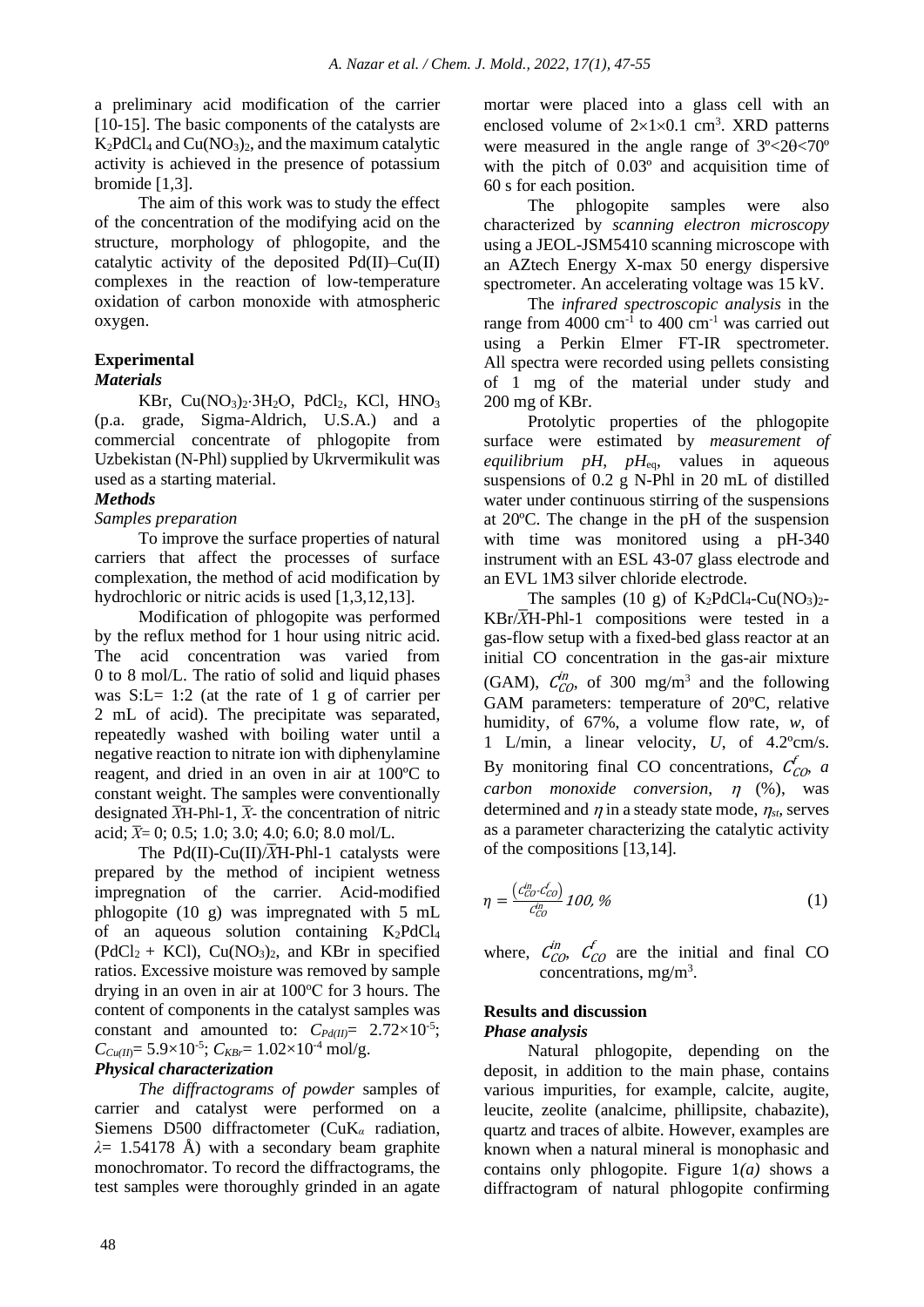a preliminary acid modification of the carrier [10-15]. The basic components of the catalysts are $K_2PdCl_4$ and $Cu(NO_3)_2$, and the maximum catalytic activity is achieved in the presence of potassium bromide [1,3].

The aim of this work was to study the effect of the concentration of the modifying acid on the structure, morphology of phlogopite, and the catalytic activity of the deposited Pd(II)–Cu(II) complexes in the reaction of low-temperature oxidation of carbon monoxide with atmospheric oxygen.

## Experimental

### *Materials*

KBr, $Cu(NO_3)_2{\cdot}3H_2O$, $PdCl_2$, KCl, $HNO_3$ (p.a. grade, Sigma-Aldrich, U.S.A.) and a commercial concentrate of phlogopite from Uzbekistan (N-Phl) supplied by Ukrvermikulit was used as a starting material.

### *Methods*

*Samples preparation*

To improve the surface properties of natural carriers that affect the processes of surface complexation, the method of acid modification by hydrochloric or nitric acids is used [1,3,12,13].

Modification of phlogopite was performed by the reflux method for 1 hour using nitric acid. The acid concentration was varied from 0 to 8 mol/L. The ratio of solid and liquid phases was S:L= 1:2 (at the rate of 1 g of carrier per 2 mL of acid). The precipitate was separated, repeatedly washed with boiling water until a negative reaction to nitrate ion with diphenylamine reagent, and dried in an oven in air at 100ºC to constant weight. The samples were conventionally designated $\bar{X}$H-Phl-1, $\bar{X}$- the concentration of nitric acid; $\bar{X}$= 0; 0.5; 1.0; 3.0; 4.0; 6.0; 8.0 mol/L.

The Pd(II)-Cu(II)/$\bar{X}$H-Phl-1 catalysts were prepared by the method of incipient wetness impregnation of the carrier. Acid-modified phlogopite (10 g) was impregnated with 5 mL of an aqueous solution containing $K_2PdCl_4$ ($PdCl_2$ + KCl), $Cu(NO_3)_2$, and KBr in specified ratios. Excessive moisture was removed by sample drying in an oven in air at 100ºC for 3 hours. The content of components in the catalyst samples was constant and amounted to: $C_{Pd(II)}= 2.72{\times}10^{-5}$; $C_{Cu(II)}= 5.9{\times}10^{-5}$; $C_{KBr}= 1.02{\times}10^{-4}$ mol/g.

### *Physical characterization*

*The diffractograms of powder* samples of carrier and catalyst were performed on a Siemens D500 diffractometer (CuK$_\alpha$ radiation, $\lambda$= 1.54178 Å) with a secondary beam graphite monochromator. To record the diffractograms, the test samples were thoroughly grinded in an agate mortar were placed into a glass cell with an enclosed volume of $2{\times}1{\times}0.1$ cm$^3$. XRD patterns were measured in the angle range of $3º<2\theta<70º$ with the pitch of 0.03º and acquisition time of 60 s for each position.

The phlogopite samples were also characterized by *scanning electron microscopy* using a JEOL-JSM5410 scanning microscope with an AZtech Energy X-max 50 energy dispersive spectrometer. An accelerating voltage was 15 kV.

The *infrared spectroscopic analysis* in the range from 4000 cm$^{-1}$ to 400 cm$^{-1}$ was carried out using a Perkin Elmer FT-IR spectrometer. All spectra were recorded using pellets consisting of 1 mg of the material under study and 200 mg of KBr.

Protolytic properties of the phlogopite surface were estimated by *measurement of equilibrium pH*, *pH*$_{eq}$, values in aqueous suspensions of 0.2 g N-Phl in 20 mL of distilled water under continuous stirring of the suspensions at 20ºC. The change in the pH of the suspension with time was monitored using a pH-340 instrument with an ESL 43-07 glass electrode and an EVL 1M3 silver chloride electrode.

The samples (10 g) of $K_2PdCl_4$-$Cu(NO_3)_2$-KBr/$\bar{X}$H-Phl-1 compositions were tested in a gas-flow setup with a fixed-bed glass reactor at an initial CO concentration in the gas-air mixture (GAM), $C^{in}_{CO}$, of 300 mg/m$^3$ and the following GAM parameters: temperature of 20ºC, relative humidity, of 67%, a volume flow rate, *w*, of 1 L/min, a linear velocity, *U*, of 4.2ºcm/s. By monitoring final CO concentrations, $C^{f}_{CO}$, *a carbon monoxide conversion*, $\eta$ (%), was determined and $\eta$ in a steady state mode, $\eta_{st}$, serves as a parameter characterizing the catalytic activity of the compositions [13,14].

$$\eta = \frac{\left(C^{in}_{CO}-C^{f}_{CO}\right)}{C^{in}_{CO}} 100, \% \tag{1}$$

where, $C^{in}_{CO}$, $C^{f}_{CO}$ are the initial and final CO concentrations, mg/m$^3$.

## Results and discussion

### *Phase analysis*

Natural phlogopite, depending on the deposit, in addition to the main phase, contains various impurities, for example, calcite, augite, leucite, zeolite (analcime, phillipsite, chabazite), quartz and traces of albite. However, examples are known when a natural mineral is monophasic and contains only phlogopite. Figure 1*(a)* shows a diffractogram of natural phlogopite confirming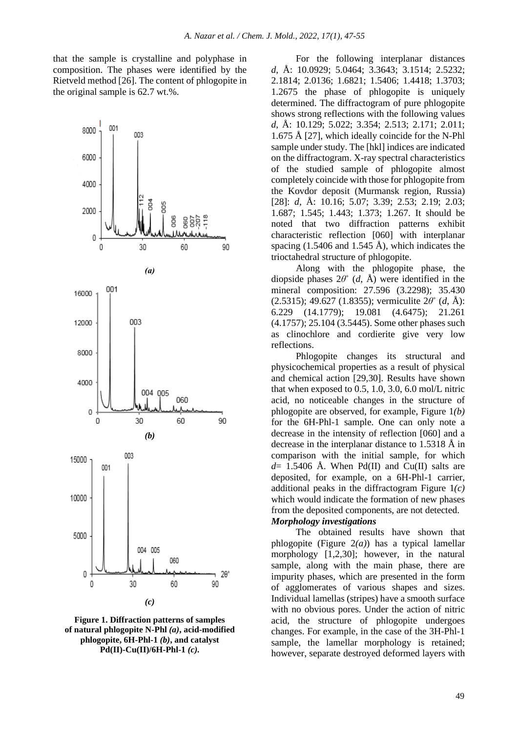that the sample is crystalline and polyphase in composition. The phases were identified by the Rietveld method [26]. The content of phlogopite in the original sample is 62.7 wt.%.

**Figure 1. Diffraction patterns of samples of natural phlogopite N-Phl *(a)*, acid-modified phlogopite, 6H-Phl-1 *(b)*, and catalyst Pd(II)-Cu(II)/6H-Phl-1 *(c)*.**

For the following interplanar distances *d*, Å: 10.0929; 5.0464; 3.3643; 3.1514; 2.5232; 2.1814; 2.0136; 1.6821; 1.5406; 1.4418; 1.3703; 1.2675 the phase of phlogopite is uniquely determined. The diffractogram of pure phlogopite shows strong reflections with the following values *d*, Å: 10.129; 5.022; 3.354; 2.513; 2.171; 2.011; 1.675 Å [27], which ideally coincide for the N-Phl sample under study. The [hkl] indices are indicated on the diffractogram. X-ray spectral characteristics of the studied sample of phlogopite almost completely coincide with those for phlogopite from the Kovdor deposit (Murmansk region, Russia) [28]: *d*, Å: 10.16; 5.07; 3.39; 2.53; 2.19; 2.03; 1.687; 1.545; 1.443; 1.373; 1.267. It should be noted that two diffraction patterns exhibit characteristic reflection [060] with interplanar spacing (1.5406 and 1.545 Å), which indicates the trioctahedral structure of phlogopite.

Along with the phlogopite phase, the diopside phases $2\theta^{\circ}$ (*d*, Å) were identified in the mineral composition: 27.596 (3.2298); 35.430 (2.5315); 49.627 (1.8355); vermiculite $2\theta^{\circ}$ (*d*, Å): 6.229 (14.1779); 19.081 (4.6475); 21.261 (4.1757); 25.104 (3.5445). Some other phases such as clinochlore and cordierite give very low reflections.

Phlogopite changes its structural and physicochemical properties as a result of physical and chemical action [29,30]. Results have shown that when exposed to 0.5, 1.0, 3.0, 6.0 mol/L nitric acid, no noticeable changes in the structure of phlogopite are observed, for example, Figure 1*(b)* for the 6H-Phl-1 sample. One can only note a decrease in the intensity of reflection [060] and a decrease in the interplanar distance to 1.5318 Å in comparison with the initial sample, for which $d$= 1.5406 Å. When Pd(II) and Cu(II) salts are deposited, for example, on a 6H-Phl-1 carrier, additional peaks in the diffractogram Figure 1*(c)* which would indicate the formation of new phases from the deposited components, are not detected.

***Morphology investigations***

The obtained results have shown that phlogopite (Figure 2*(a)*) has a typical lamellar morphology [1,2,30]; however, in the natural sample, along with the main phase, there are impurity phases, which are presented in the form of agglomerates of various shapes and sizes. Individual lamellas (stripes) have a smooth surface with no obvious pores. Under the action of nitric acid, the structure of phlogopite undergoes changes. For example, in the case of the 3H-Phl-1 sample, the lamellar morphology is retained; however, separate destroyed deformed layers with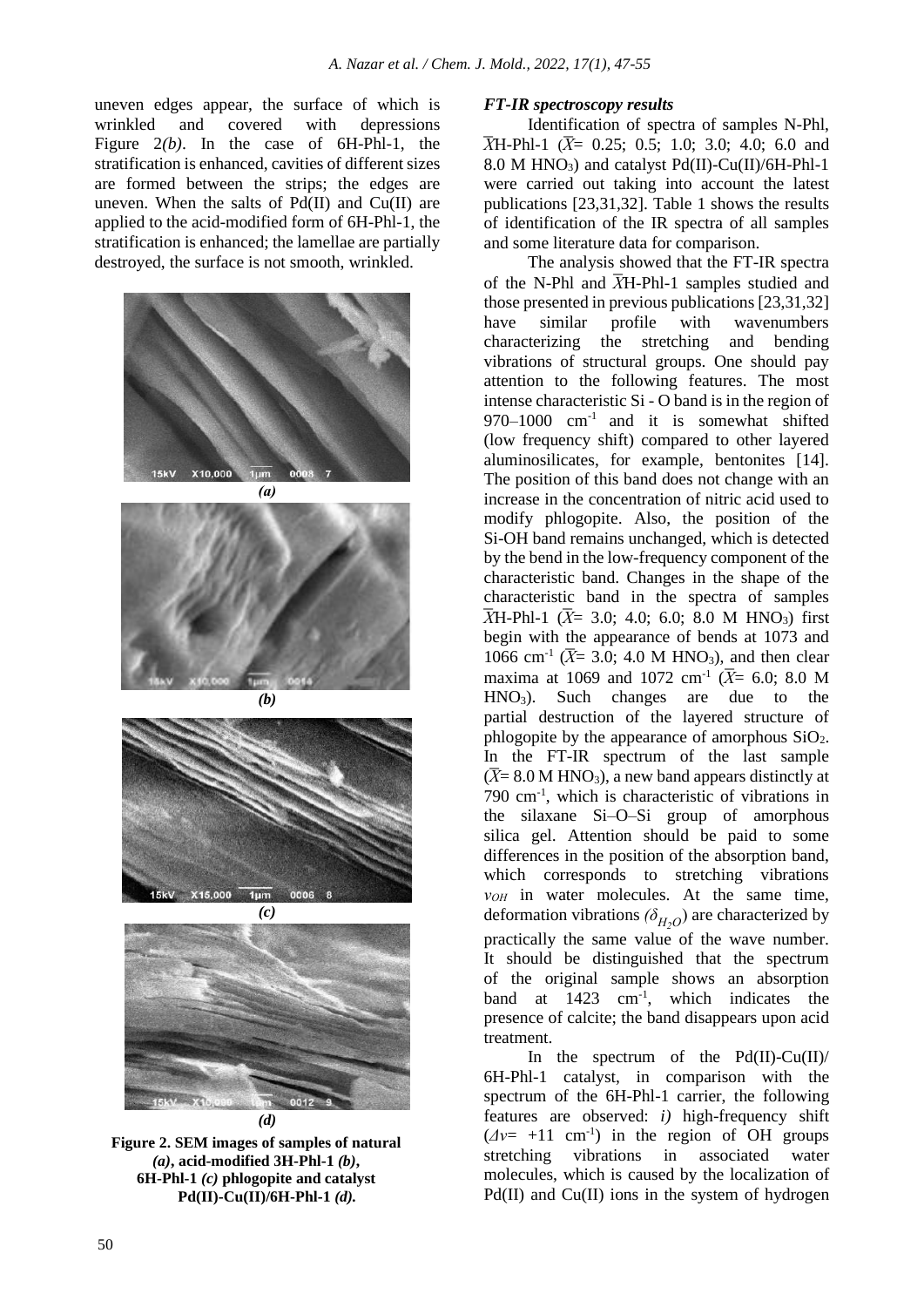uneven edges appear, the surface of which is wrinkled and covered with depressions Figure 2*(b)*. In the case of 6H-Phl-1, the stratification is enhanced, cavities of different sizes are formed between the strips; the edges are uneven. When the salts of Pd(II) and Cu(II) are applied to the acid-modified form of 6H-Phl-1, the stratification is enhanced; the lamellae are partially destroyed, the surface is not smooth, wrinkled.

**Figure 2. SEM images of samples of natural *(a)*, acid-modified 3H-Phl-1 *(b)*, 6H-Phl-1 *(c)* phlogopite and catalyst Pd(II)-Cu(II)/6H-Phl-1 *(d)*.**

### *FT-IR spectroscopy results*

Identification of spectra of samples N-Phl, $\bar{X}$H-Phl-1 ($\bar{X}$= 0.25; 0.5; 1.0; 3.0; 4.0; 6.0 and 8.0 M $HNO_3$) and catalyst Pd(II)-Cu(II)/6H-Phl-1 were carried out taking into account the latest publications [23,31,32]. Table 1 shows the results of identification of the IR spectra of all samples and some literature data for comparison.

The analysis showed that the FT-IR spectra of the N-Phl and $\bar{X}$H-Phl-1 samples studied and those presented in previous publications [23,31,32] have similar profile with wavenumbers characterizing the stretching and bending vibrations of structural groups. One should pay attention to the following features. The most intense characteristic Si - O band is in the region of 970–1000 $cm^{-1}$ and it is somewhat shifted (low frequency shift) compared to other layered aluminosilicates, for example, bentonites [14]. The position of this band does not change with an increase in the concentration of nitric acid used to modify phlogopite. Also, the position of the Si-OH band remains unchanged, which is detected by the bend in the low-frequency component of the characteristic band. Changes in the shape of the characteristic band in the spectra of samples $\bar{X}$H-Phl-1 ($\bar{X}$= 3.0; 4.0; 6.0; 8.0 M $HNO_3$) first begin with the appearance of bends at 1073 and 1066 $cm^{-1}$ ($\bar{X}$= 3.0; 4.0 M $HNO_3$), and then clear maxima at 1069 and 1072 $cm^{-1}$ ($\bar{X}$= 6.0; 8.0 M $HNO_3$). Such changes are due to the partial destruction of the layered structure of phlogopite by the appearance of amorphous $SiO_2$. In the FT-IR spectrum of the last sample ($\bar{X}$= 8.0 M $HNO_3$), a new band appears distinctly at 790 $cm^{-1}$, which is characteristic of vibrations in the silaxane Si–O–Si group of amorphous silica gel. Attention should be paid to some differences in the position of the absorption band, which corresponds to stretching vibrations $\nu_{OH}$ in water molecules. At the same time, deformation vibrations ($\delta_{H_2O}$) are characterized by practically the same value of the wave number. It should be distinguished that the spectrum of the original sample shows an absorption band at 1423 $cm^{-1}$, which indicates the presence of calcite; the band disappears upon acid treatment.

In the spectrum of the Pd(II)-Cu(II)/ 6H-Phl-1 catalyst, in comparison with the spectrum of the 6H-Phl-1 carrier, the following features are observed: *i)* high-frequency shift ($\Delta\nu$= +11 $cm^{-1}$) in the region of OH groups stretching vibrations in associated water molecules, which is caused by the localization of Pd(II) and Cu(II) ions in the system of hydrogen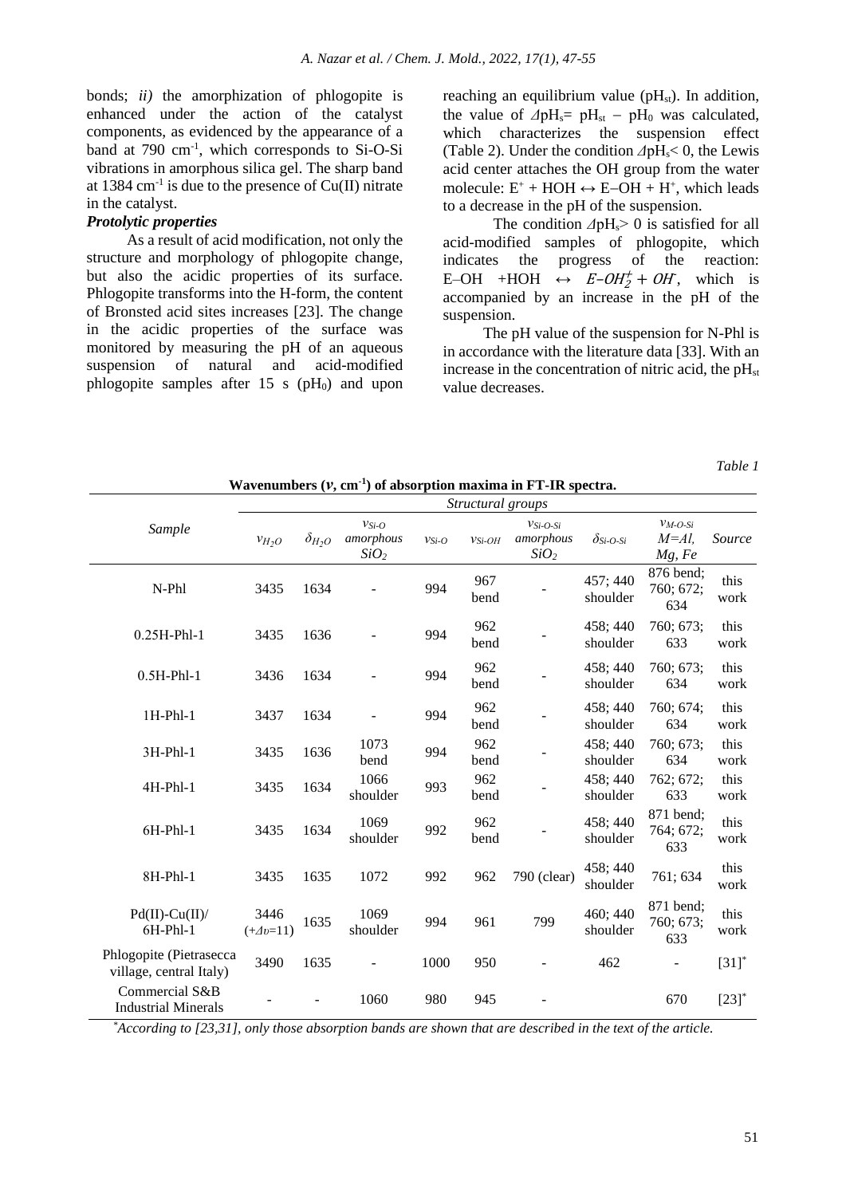bonds; *ii)* the amorphization of phlogopite is enhanced under the action of the catalyst components, as evidenced by the appearance of a band at 790 $cm^{-1}$, which corresponds to Si-O-Si vibrations in amorphous silica gel. The sharp band at 1384 $cm^{-1}$ is due to the presence of Cu(II) nitrate in the catalyst.

***Protolytic properties***

As a result of acid modification, not only the structure and morphology of phlogopite change, but also the acidic properties of its surface. Phlogopite transforms into the H-form, the content of Bronsted acid sites increases [23]. The change in the acidic properties of the surface was monitored by measuring the pH of an aqueous suspension of natural and acid-modified phlogopite samples after 15 s ($pH_0$) and upon reaching an equilibrium value ($pH_{st}$). In addition, the value of $\Delta pH_s = pH_{st} - pH_0$ was calculated, which characterizes the suspension effect (Table 2). Under the condition $\Delta pH_s < 0$, the Lewis acid center attaches the OH group from the water molecule: $E^+ + HOH \leftrightarrow E{-}OH + H^+$, which leads to a decrease in the pH of the suspension.

The condition $\Delta pH_s > 0$ is satisfied for all acid-modified samples of phlogopite, which indicates the progress of the reaction: $E{-}OH + HOH \leftrightarrow E{-}OH_2^+ + OH^-$, which is accompanied by an increase in the pH of the suspension.

The pH value of the suspension for N-Phl is in accordance with the literature data [33]. With an increase in the concentration of nitric acid, the $pH_{st}$ value decreases.

*Table 1*

**Wavenumbers ($\nu$, $cm^{-1}$) of absorption maxima in FT-IR spectra.**

| *Sample* | *Structural groups* | | | | | | | | *Source* |
|---|---|---|---|---|---|---|---|---|---|
| | $\nu_{H_2O}$ | $\delta_{H_2O}$ | $\nu_{Si-O}$ amorphous $SiO_2$ | $\nu_{Si-O}$ | $\nu_{Si-OH}$ | $\nu_{Si-O-Si}$ amorphous $SiO_2$ | $\delta_{Si-O-Si}$ | $\nu_{M-O-Si}$ $M$=Al, Mg, Fe | |
| N-Phl | 3435 | 1634 | - | 994 | 967 bend | - | 457; 440 shoulder | 876 bend; 760; 672; 634 | this work |
| 0.25H-Phl-1 | 3435 | 1636 | - | 994 | 962 bend | - | 458; 440 shoulder | 760; 673; 633 | this work |
| 0.5H-Phl-1 | 3436 | 1634 | - | 994 | 962 bend | - | 458; 440 shoulder | 760; 673; 634 | this work |
| 1H-Phl-1 | 3437 | 1634 | - | 994 | 962 bend | - | 458; 440 shoulder | 760; 674; 634 | this work |
| 3H-Phl-1 | 3435 | 1636 | 1073 bend | 994 | 962 bend | - | 458; 440 shoulder | 760; 673; 634 | this work |
| 4H-Phl-1 | 3435 | 1634 | 1066 shoulder | 993 | 962 bend | - | 458; 440 shoulder | 762; 672; 633 | this work |
| 6H-Phl-1 | 3435 | 1634 | 1069 shoulder | 992 | 962 bend | - | 458; 440 shoulder | 871 bend; 764; 672; 633 | this work |
| 8H-Phl-1 | 3435 | 1635 | 1072 | 992 | 962 | 790 (clear) | 458; 440 shoulder | 761; 634 | this work |
| Pd(II)-Cu(II)/ 6H-Phl-1 | 3446 (+$\Delta\nu$=11) | 1635 | 1069 shoulder | 994 | 961 | 799 | 460; 440 shoulder | 871 bend; 760; 673; 633 | this work |
| Phlogopite (Pietrasecca village, central Italy) | 3490 | 1635 | - | 1000 | 950 | - | 462 | - | [31]* |
| Commercial S&B Industrial Minerals | - | - | 1060 | 980 | 945 | - | | 670 | [23]* |

*\*According to [23,31], only those absorption bands are shown that are described in the text of the article.*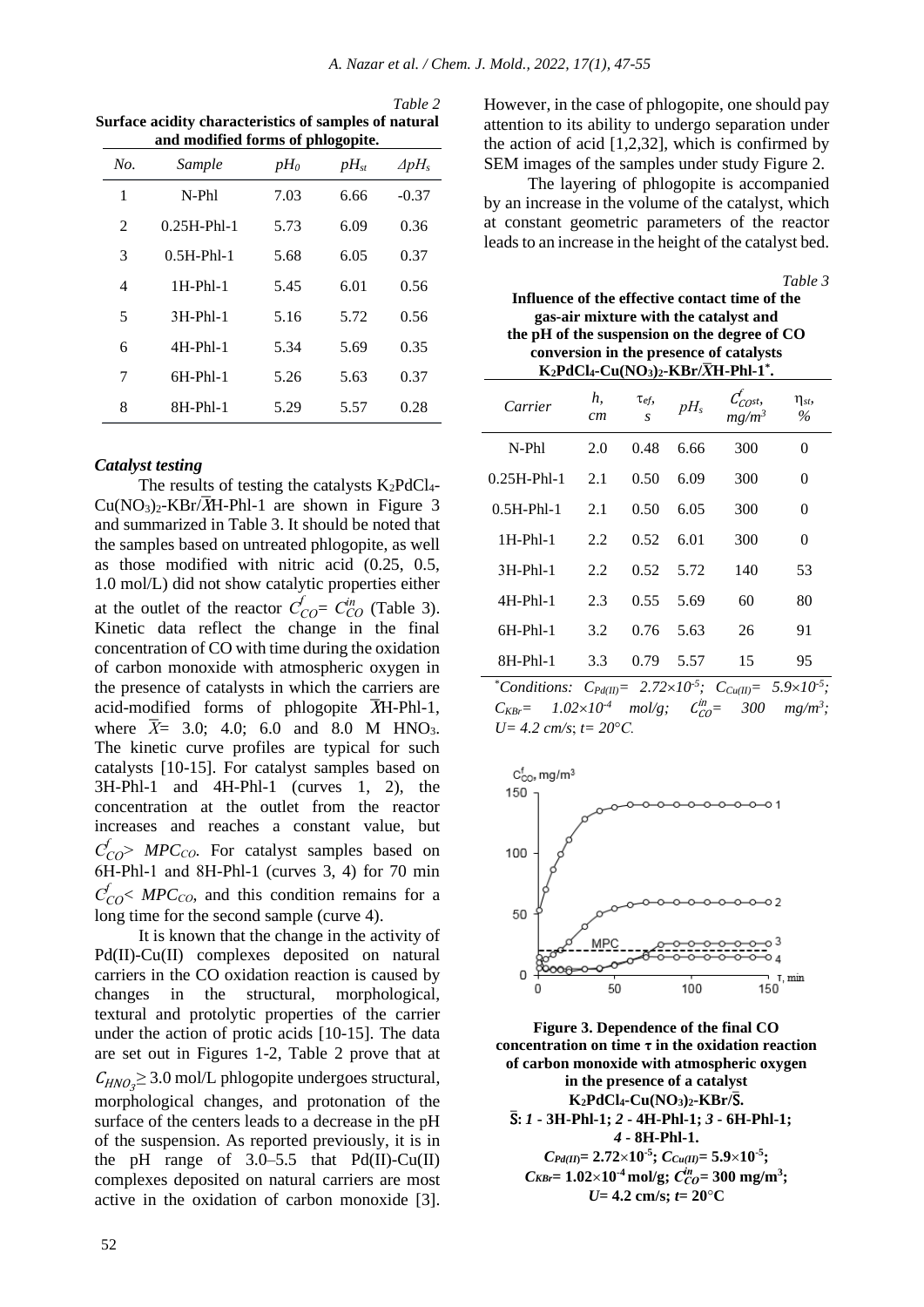*Table 2*

**Surface acidity characteristics of samples of natural and modified forms of phlogopite.**

| No. | Sample | $pH_0$ | $pH_{st}$ | $\Delta pH_s$ |
|---|---|---|---|---|
| 1 | N-Phl | 7.03 | 6.66 | -0.37 |
| 2 | 0.25H-Phl-1 | 5.73 | 6.09 | 0.36 |
| 3 | 0.5H-Phl-1 | 5.68 | 6.05 | 0.37 |
| 4 | 1H-Phl-1 | 5.45 | 6.01 | 0.56 |
| 5 | 3H-Phl-1 | 5.16 | 5.72 | 0.56 |
| 6 | 4H-Phl-1 | 5.34 | 5.69 | 0.35 |
| 7 | 6H-Phl-1 | 5.26 | 5.63 | 0.37 |
| 8 | 8H-Phl-1 | 5.29 | 5.57 | 0.28 |

### *Catalyst testing*

The results of testing the catalysts $K_2PdCl_4$-$Cu(NO_3)_2$-KBr/$\bar{X}$H-Phl-1 are shown in Figure 3 and summarized in Table 3. It should be noted that the samples based on untreated phlogopite, as well as those modified with nitric acid (0.25, 0.5, 1.0 mol/L) did not show catalytic properties either at the outlet of the reactor $C^f_{CO}= C^{in}_{CO}$ (Table 3). Kinetic data reflect the change in the final concentration of CO with time during the oxidation of carbon monoxide with atmospheric oxygen in the presence of catalysts in which the carriers are acid-modified forms of phlogopite $\bar{X}$H-Phl-1, where $\bar{X}$= 3.0; 4.0; 6.0 and 8.0 M $HNO_3$. The kinetic curve profiles are typical for such catalysts [10-15]. For catalyst samples based on 3H-Phl-1 and 4H-Phl-1 (curves 1, 2), the concentration at the outlet from the reactor increases and reaches a constant value, but $C^f_{CO} > MPC_{CO}$. For catalyst samples based on 6H-Phl-1 and 8H-Phl-1 (curves 3, 4) for 70 min $C^f_{CO} < MPC_{CO}$, and this condition remains for a long time for the second sample (curve 4).

It is known that the change in the activity of Pd(II)-Cu(II) complexes deposited on natural carriers in the CO oxidation reaction is caused by changes in the structural, morphological, textural and protolytic properties of the carrier under the action of protic acids [10-15]. The data are set out in Figures 1-2, Table 2 prove that at $C_{HNO_3} \geq 3.0$ mol/L phlogopite undergoes structural, morphological changes, and protonation of the surface of the centers leads to a decrease in the pH of the suspension. As reported previously, it is in the pH range of 3.0–5.5 that Pd(II)-Cu(II) complexes deposited on natural carriers are most active in the oxidation of carbon monoxide [3]. However, in the case of phlogopite, one should pay attention to its ability to undergo separation under the action of acid [1,2,32], which is confirmed by SEM images of the samples under study Figure 2.

The layering of phlogopite is accompanied by an increase in the volume of the catalyst, which at constant geometric parameters of the reactor leads to an increase in the height of the catalyst bed.

*Table 3*

**Influence of the effective contact time of the gas-air mixture with the catalyst and the pH of the suspension on the degree of CO conversion in the presence of catalysts $K_2PdCl_4$-$Cu(NO_3)_2$-KBr/$\bar{X}$H-Phl-1*.**

| Carrier | h, cm | $\tau_{ef}$, s | $pH_s$ | $C^f_{COst}$, mg/m$^3$ | $\eta_{st}$, % |
|---|---|---|---|---|---|
| N-Phl | 2.0 | 0.48 | 6.66 | 300 | 0 |
| 0.25H-Phl-1 | 2.1 | 0.50 | 6.09 | 300 | 0 |
| 0.5H-Phl-1 | 2.1 | 0.50 | 6.05 | 300 | 0 |
| 1H-Phl-1 | 2.2 | 0.52 | 6.01 | 300 | 0 |
| 3H-Phl-1 | 2.2 | 0.52 | 5.72 | 140 | 53 |
| 4H-Phl-1 | 2.3 | 0.55 | 5.69 | 60 | 80 |
| 6H-Phl-1 | 3.2 | 0.76 | 5.63 | 26 | 91 |
| 8H-Phl-1 | 3.3 | 0.79 | 5.57 | 15 | 95 |

*\*Conditions: $C_{Pd(II)}= 2.72\times10^{-5}$; $C_{Cu(II)}= 5.9\times10^{-5}$; $C_{KBr}= 1.02\times10^{-4}$ mol/g; $C^{in}_{CO}= 300$ mg/m$^3$; U= 4.2 cm/s; t= 20°C.*

**Figure 3. Dependence of the final CO concentration on time $\tau$ in the oxidation reaction of carbon monoxide with atmospheric oxygen in the presence of a catalyst $K_2PdCl_4$-$Cu(NO_3)_2$-KBr/$\bar{S}$.**
**$\bar{S}$: *1* - 3H-Phl-1; *2* - 4H-Phl-1; *3* - 6H-Phl-1; *4* - 8H-Phl-1.**
**$C_{Pd(II)}= 2.72\times10^{-5}$; $C_{Cu(II)}= 5.9\times10^{-5}$; $C_{KBr}= 1.02\times10^{-4}$ mol/g; $C^{in}_{CO}= 300$ mg/m$^3$; *U*= 4.2 cm/s; *t*= 20°C**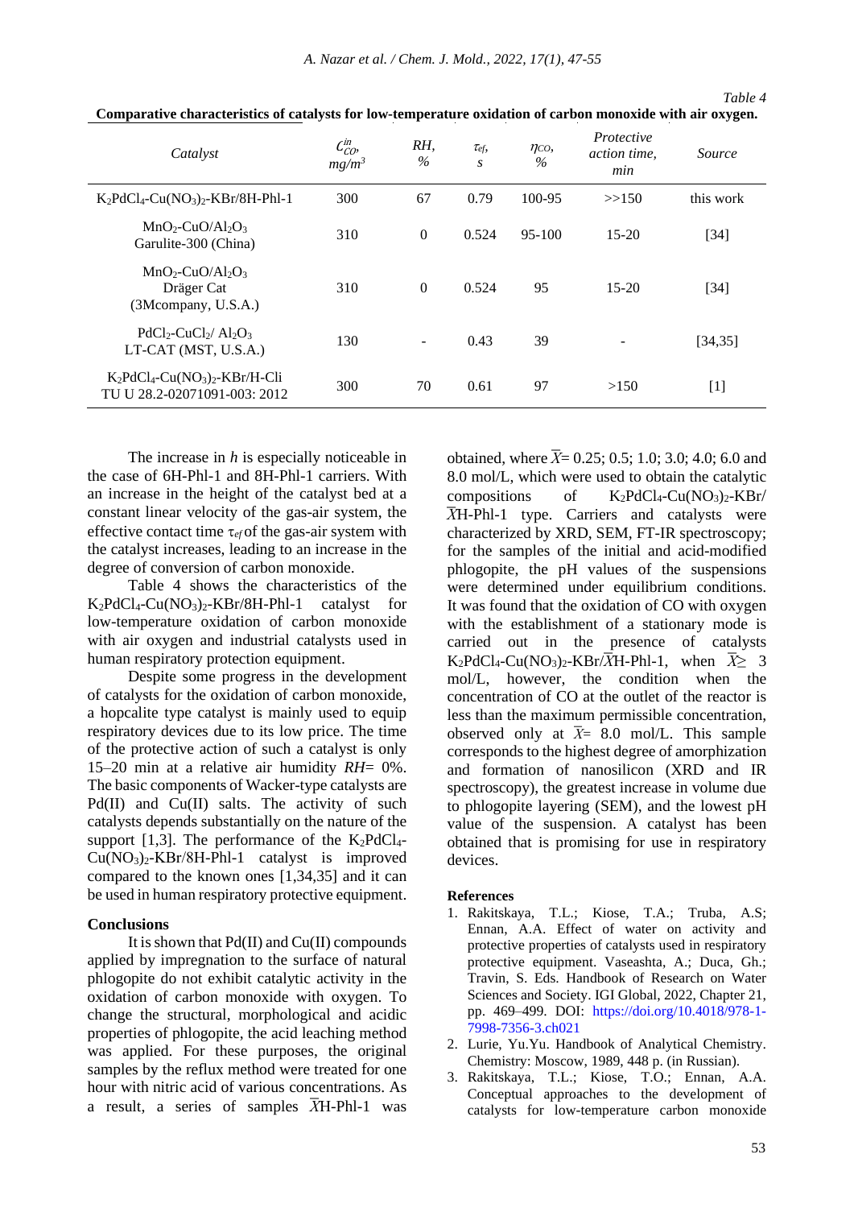Table 4

**Comparative characteristics of catalysts for low-temperature oxidation of carbon monoxide with air oxygen.**

| *Catalyst* | $C_{CO}^{in}$, *mg/m³* | *RH, %* | $\tau_{ef}$, *s* | $\eta_{CO}$, *%* | *Protective action time, min* | *Source* |
|---|---|---|---|---|---|---|
| $K_2PdCl_4$-$Cu(NO_3)_2$-KBr/8H-Phl-1 | 300 | 67 | 0.79 | 100-95 | >>150 | this work |
| $MnO_2$-CuO/$Al_2O_3$ Garulite-300 (China) | 310 | 0 | 0.524 | 95-100 | 15-20 | [34] |
| $MnO_2$-CuO/$Al_2O_3$ Dräger Cat (3Mcompany, U.S.A.) | 310 | 0 | 0.524 | 95 | 15-20 | [34] |
| $PdCl_2$-$CuCl_2$/ $Al_2O_3$ LT-CAT (MST, U.S.A.) | 130 | - | 0.43 | 39 | - | [34,35] |
| $K_2PdCl_4$-$Cu(NO_3)_2$-KBr/H-Cli TU U 28.2-02071091-003: 2012 | 300 | 70 | 0.61 | 97 | >150 | [1] |

The increase in *h* is especially noticeable in the case of 6H-Phl-1 and 8H-Phl-1 carriers. With an increase in the height of the catalyst bed at a constant linear velocity of the gas-air system, the effective contact time $\tau_{ef}$ of the gas-air system with the catalyst increases, leading to an increase in the degree of conversion of carbon monoxide.

Table 4 shows the characteristics of the $K_2PdCl_4$-$Cu(NO_3)_2$-KBr/8H-Phl-1 catalyst for low-temperature oxidation of carbon monoxide with air oxygen and industrial catalysts used in human respiratory protection equipment.

Despite some progress in the development of catalysts for the oxidation of carbon monoxide, a hopcalite type catalyst is mainly used to equip respiratory devices due to its low price. The time of the protective action of such a catalyst is only 15–20 min at a relative humidity *RH*= 0%. The basic components of Wacker-type catalysts are Pd(II) and Cu(II) salts. The activity of such catalysts depends substantially on the nature of the support [1,3]. The performance of the $K_2PdCl_4$-$Cu(NO_3)_2$-KBr/8H-Phl-1 catalyst is improved compared to the known ones [1,34,35] and it can be used in human respiratory protective equipment.

## Conclusions

It is shown that Pd(II) and Cu(II) compounds applied by impregnation to the surface of natural phlogopite do not exhibit catalytic activity in the oxidation of carbon monoxide with oxygen. To change the structural, morphological and acidic properties of phlogopite, the acid leaching method was applied. For these purposes, the original samples by the reflux method were treated for one hour with nitric acid of various concentrations. As a result, a series of samples $\bar{X}$H-Phl-1 was obtained, where $\bar{X}$= 0.25; 0.5; 1.0; 3.0; 4.0; 6.0 and 8.0 mol/L, which were used to obtain the catalytic compositions of $K_2PdCl_4$-$Cu(NO_3)_2$-KBr/$\bar{X}$H-Phl-1 type. Carriers and catalysts were characterized by XRD, SEM, FT-IR spectroscopy; for the samples of the initial and acid-modified phlogopite, the pH values of the suspensions were determined under equilibrium conditions. It was found that the oxidation of CO with oxygen with the establishment of a stationary mode is carried out in the presence of catalysts $K_2PdCl_4$-$Cu(NO_3)_2$-KBr/$\bar{X}$H-Phl-1, when $\bar{X} \geq 3$ mol/L, however, the condition when the concentration of CO at the outlet of the reactor is less than the maximum permissible concentration, observed only at $\bar{X}$= 8.0 mol/L. This sample corresponds to the highest degree of amorphization and formation of nanosilicon (XRD and IR spectroscopy), the greatest increase in volume due to phlogopite layering (SEM), and the lowest pH value of the suspension. A catalyst has been obtained that is promising for use in respiratory devices.

## References

1. Rakitskaya, T.L.; Kiose, T.A.; Truba, A.S; Ennan, A.A. Effect of water on activity and protective properties of catalysts used in respiratory protective equipment. Vaseashta, A.; Duca, Gh.; Travin, S. Eds. Handbook of Research on Water Sciences and Society. IGI Global, 2022, Chapter 21, pp. 469–499. DOI: https://doi.org/10.4018/978-1-7998-7356-3.ch021
2. Lurie, Yu.Yu. Handbook of Analytical Chemistry. Chemistry: Moscow, 1989, 448 p. (in Russian).
3. Rakitskaya, T.L.; Kiose, T.O.; Ennan, A.A. Conceptual approaches to the development of catalysts for low-temperature carbon monoxide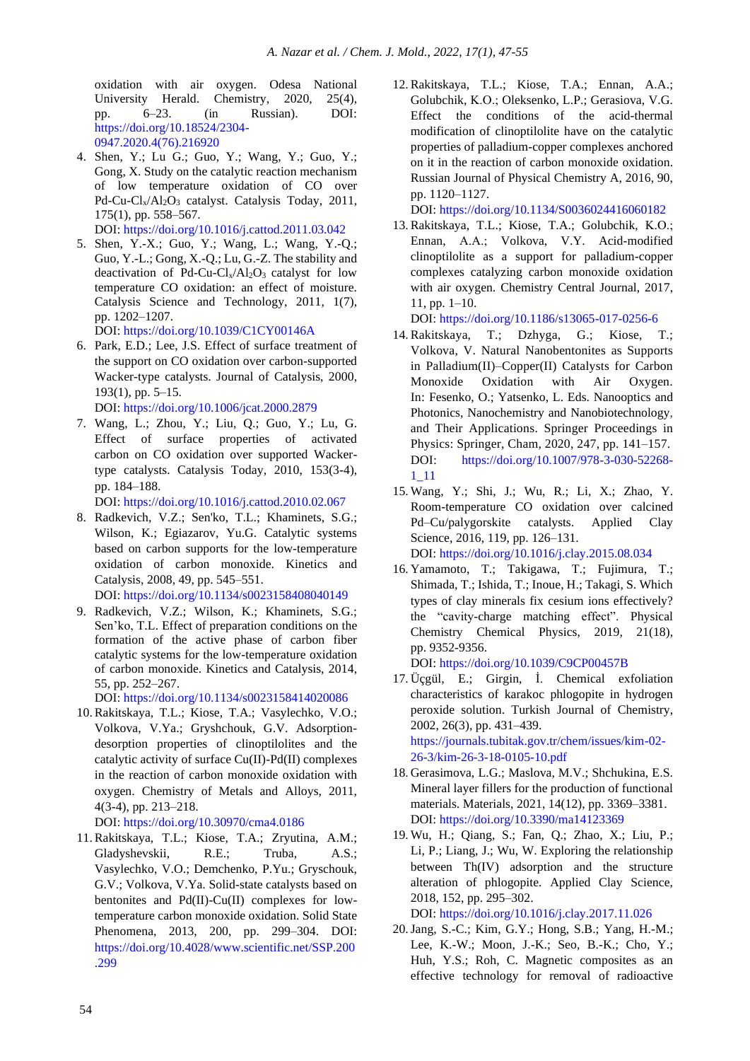oxidation with air oxygen. Odesa National University Herald. Chemistry, 2020, 25(4), pp. 6–23. (in Russian). DOI: https://doi.org/10.18524/2304-0947.2020.4(76).216920

4. Shen, Y.; Lu G.; Guo, Y.; Wang, Y.; Guo, Y.; Gong, X. Study on the catalytic reaction mechanism of low temperature oxidation of CO over Pd-Cu-$Cl_x$/$Al_2O_3$ catalyst. Catalysis Today, 2011, 175(1), pp. 558–567. DOI: https://doi.org/10.1016/j.cattod.2011.03.042
5. Shen, Y.-X.; Guo, Y.-Q.; Wang, L.; Wang, Y.-Q.; Guo, Y.-L.; Gong, X.-Q.; Lu, G.-Z. The stability and deactivation of Pd-Cu-$Cl_x$/$Al_2O_3$ catalyst for low temperature CO oxidation: an effect of moisture. Catalysis Science and Technology, 2011, 1(7), pp. 1202–1207. DOI: https://doi.org/10.1039/C1CY00146A
6. Park, E.D.; Lee, J.S. Effect of surface treatment of the support on CO oxidation over carbon-supported Wacker-type catalysts. Journal of Catalysis, 2000, 193(1), pp. 5–15. DOI: https://doi.org/10.1006/jcat.2000.2879
7. Wang, L.; Zhou, Y.; Liu, Q.; Guo, Y.; Lu, G. Effect of surface properties of activated carbon on CO oxidation over supported Wacker-type catalysts. Catalysis Today, 2010, 153(3-4), pp. 184–188. DOI: https://doi.org/10.1016/j.cattod.2010.02.067
8. Radkevich, V.Z.; Sen'ko, T.L.; Khaminets, S.G.; Wilson, K.; Egiazarov, Yu.G. Catalytic systems based on carbon supports for the low-temperature oxidation of carbon monoxide. Kinetics and Catalysis, 2008, 49, pp. 545–551. DOI: https://doi.org/10.1134/s0023158408040149
9. Radkevich, V.Z.; Wilson, K.; Khaminets, S.G.; Sen'ko, T.L. Effect of preparation conditions on the formation of the active phase of carbon fiber catalytic systems for the low-temperature oxidation of carbon monoxide. Kinetics and Catalysis, 2014, 55, pp. 252–267. DOI: https://doi.org/10.1134/s0023158414020086
10. Rakitskaya, T.L.; Kiose, T.A.; Vasylechko, V.O.; Volkova, V.Ya.; Gryshchouk, G.V. Adsorption-desorption properties of clinoptilolites and the catalytic activity of surface Cu(II)-Pd(II) complexes in the reaction of carbon monoxide oxidation with oxygen. Chemistry of Metals and Alloys, 2011, 4(3-4), pp. 213–218. DOI: https://doi.org/10.30970/cma4.0186
11. Rakitskaya, T.L.; Kiose, T.A.; Zryutina, A.M.; Gladyshevskii, R.E.; Truba, A.S.; Vasylechko, V.O.; Demchenko, P.Yu.; Gryschouk, G.V.; Volkova, V.Ya. Solid-state catalysts based on bentonites and Pd(II)-Cu(II) complexes for low-temperature carbon monoxide oxidation. Solid State Phenomena, 2013, 200, pp. 299–304. DOI: https://doi.org/10.4028/www.scientific.net/SSP.200.299
12. Rakitskaya, T.L.; Kiose, T.A.; Ennan, A.A.; Golubchik, K.O.; Oleksenko, L.P.; Gerasiova, V.G. Effect the conditions of the acid-thermal modification of clinoptilolite have on the catalytic properties of palladium-copper complexes anchored on it in the reaction of carbon monoxide oxidation. Russian Journal of Physical Chemistry A, 2016, 90, pp. 1120–1127. DOI: https://doi.org/10.1134/S0036024416060182
13. Rakitskaya, T.L.; Kiose, T.A.; Golubchik, K.O.; Ennan, A.A.; Volkova, V.Y. Acid-modified clinoptilolite as a support for palladium-copper complexes catalyzing carbon monoxide oxidation with air oxygen. Chemistry Central Journal, 2017, 11, pp. 1–10. DOI: https://doi.org/10.1186/s13065-017-0256-6
14. Rakitskaya, T.; Dzhyga, G.; Kiose, T.; Volkova, V. Natural Nanobentonites as Supports in Palladium(II)–Copper(II) Catalysts for Carbon Monoxide Oxidation with Air Oxygen. In: Fesenko, O.; Yatsenko, L. Eds. Nanooptics and Photonics, Nanochemistry and Nanobiotechnology, and Their Applications. Springer Proceedings in Physics: Springer, Cham, 2020, 247, pp. 141–157. DOI: https://doi.org/10.1007/978-3-030-52268-1_11
15. Wang, Y.; Shi, J.; Wu, R.; Li, X.; Zhao, Y. Room-temperature CO oxidation over calcined Pd–Cu/palygorskite catalysts. Applied Clay Science, 2016, 119, pp. 126–131. DOI: https://doi.org/10.1016/j.clay.2015.08.034
16. Yamamoto, T.; Takigawa, T.; Fujimura, T.; Shimada, T.; Ishida, T.; Inoue, H.; Takagi, S. Which types of clay minerals fix cesium ions effectively? the "cavity-charge matching effect". Physical Chemistry Chemical Physics, 2019, 21(18), pp. 9352-9356. DOI: https://doi.org/10.1039/C9CP00457B
17. Üçgül, E.; Girgin, İ. Chemical exfoliation characteristics of karakoc phlogopite in hydrogen peroxide solution. Turkish Journal of Chemistry, 2002, 26(3), pp. 431–439. https://journals.tubitak.gov.tr/chem/issues/kim-02-26-3/kim-26-3-18-0105-10.pdf
18. Gerasimova, L.G.; Maslova, M.V.; Shchukina, E.S. Mineral layer fillers for the production of functional materials. Materials, 2021, 14(12), pp. 3369–3381. DOI: https://doi.org/10.3390/ma14123369
19. Wu, H.; Qiang, S.; Fan, Q.; Zhao, X.; Liu, P.; Li, P.; Liang, J.; Wu, W. Exploring the relationship between Th(IV) adsorption and the structure alteration of phlogopite. Applied Clay Science, 2018, 152, pp. 295–302. DOI: https://doi.org/10.1016/j.clay.2017.11.026
20. Jang, S.-C.; Kim, G.Y.; Hong, S.B.; Yang, H.-M.; Lee, K.-W.; Moon, J.-K.; Seo, B.-K.; Cho, Y.; Huh, Y.S.; Roh, C. Magnetic composites as an effective technology for removal of radioactive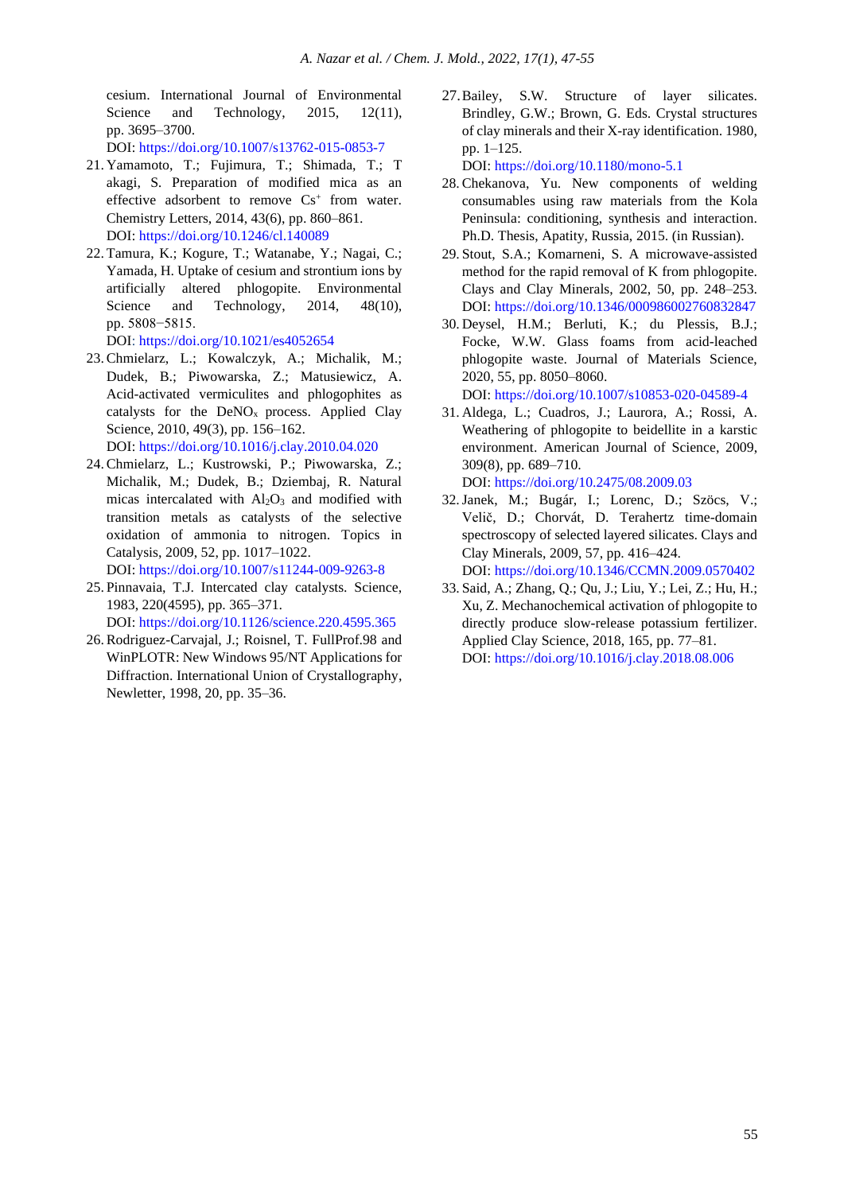cesium. International Journal of Environmental Science and Technology, 2015, 12(11), pp. 3695–3700.
DOI: https://doi.org/10.1007/s13762-015-0853-7

21. Yamamoto, T.; Fujimura, T.; Shimada, T.; T akagi, S. Preparation of modified mica as an effective adsorbent to remove $Cs^{+}$ from water. Chemistry Letters, 2014, 43(6), pp. 860–861.
DOI: https://doi.org/10.1246/cl.140089

22. Tamura, K.; Kogure, T.; Watanabe, Y.; Nagai, C.; Yamada, H. Uptake of cesium and strontium ions by artificially altered phlogopite. Environmental Science and Technology, 2014, 48(10), pp. 5808−5815.
DOI: https://doi.org/10.1021/es4052654

23. Chmielarz, L.; Kowalczyk, A.; Michalik, M.; Dudek, B.; Piwowarska, Z.; Matusiewicz, A. Acid-activated vermiculites and phlogophites as catalysts for the $DeNO_x$ process. Applied Clay Science, 2010, 49(3), pp. 156–162.
DOI: https://doi.org/10.1016/j.clay.2010.04.020

24. Chmielarz, L.; Kustrowski, P.; Piwowarska, Z.; Michalik, M.; Dudek, B.; Dziembaj, R. Natural micas intercalated with $Al_2O_3$ and modified with transition metals as catalysts of the selective oxidation of ammonia to nitrogen. Topics in Catalysis, 2009, 52, pp. 1017–1022.
DOI: https://doi.org/10.1007/s11244-009-9263-8

25. Pinnavaia, T.J. Intercated clay catalysts. Science, 1983, 220(4595), pp. 365–371.
DOI: https://doi.org/10.1126/science.220.4595.365

26. Rodriguez-Carvajal, J.; Roisnel, T. FullProf.98 and WinPLOTR: New Windows 95/NT Applications for Diffraction. International Union of Crystallography, Newletter, 1998, 20, pp. 35–36.

27. Bailey, S.W. Structure of layer silicates. Brindley, G.W.; Brown, G. Eds. Crystal structures of clay minerals and their X-ray identification. 1980, pp. 1–125.
DOI: https://doi.org/10.1180/mono-5.1

28. Chekanova, Yu. New components of welding consumables using raw materials from the Kola Peninsula: conditioning, synthesis and interaction. Ph.D. Thesis, Apatity, Russia, 2015. (in Russian).

29. Stout, S.A.; Komarneni, S. A microwave-assisted method for the rapid removal of K from phlogopite. Clays and Clay Minerals, 2002, 50, pp. 248–253.
DOI: https://doi.org/10.1346/000986002760832847

30. Deysel, H.M.; Berluti, K.; du Plessis, B.J.; Focke, W.W. Glass foams from acid-leached phlogopite waste. Journal of Materials Science, 2020, 55, pp. 8050–8060.
DOI: https://doi.org/10.1007/s10853-020-04589-4

31. Aldega, L.; Cuadros, J.; Laurora, A.; Rossi, A. Weathering of phlogopite to beidellite in a karstic environment. American Journal of Science, 2009, 309(8), pp. 689–710.
DOI: https://doi.org/10.2475/08.2009.03

32. Janek, M.; Bugár, I.; Lorenc, D.; Szöcs, V.; Velič, D.; Chorvát, D. Terahertz time-domain spectroscopy of selected layered silicates. Clays and Clay Minerals, 2009, 57, pp. 416–424.
DOI: https://doi.org/10.1346/CCMN.2009.0570402

33. Said, A.; Zhang, Q.; Qu, J.; Liu, Y.; Lei, Z.; Hu, H.; Xu, Z. Mechanochemical activation of phlogopite to directly produce slow-release potassium fertilizer. Applied Clay Science, 2018, 165, pp. 77–81.
DOI: https://doi.org/10.1016/j.clay.2018.08.006